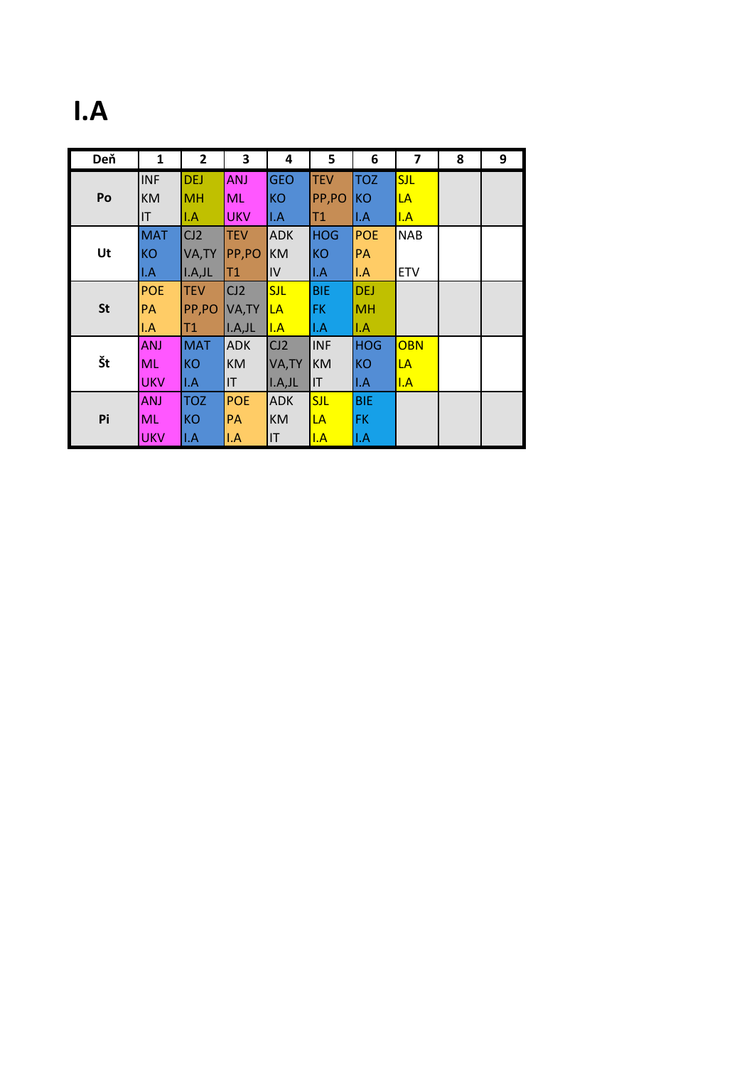# I.A

| Deň | 1 | 2 | 3 | 4 | 5 | 6 | 7 | 8 | 9 |
|---|---|---|---|---|---|---|---|---|---|
| Po | INF KM IT | DEJ MH I.A | ANJ ML UKV | GEO KO I.A | TEV PP,PO T1 | TOZ KO I.A | SJL LA I.A | | |
| Ut | MAT KO I.A | CJ2 VA,TY I.A,JL | TEV PP,PO T1 | ADK KM IV | HOG KO I.A | POE PA I.A | NAB ETV | | |
| St | POE PA I.A | TEV PP,PO T1 | CJ2 VA,TY I.A,JL | SJL LA I.A | BIE FK I.A | DEJ MH I.A | | | |
| Št | ANJ ML UKV | MAT KO I.A | ADK KM IT | CJ2 VA,TY I.A,JL | INF KM IT | HOG KO I.A | OBN LA I.A | | |
| Pi | ANJ ML UKV | TOZ KO I.A | POE PA I.A | ADK KM IT | SJL LA I.A | BIE FK I.A | | | |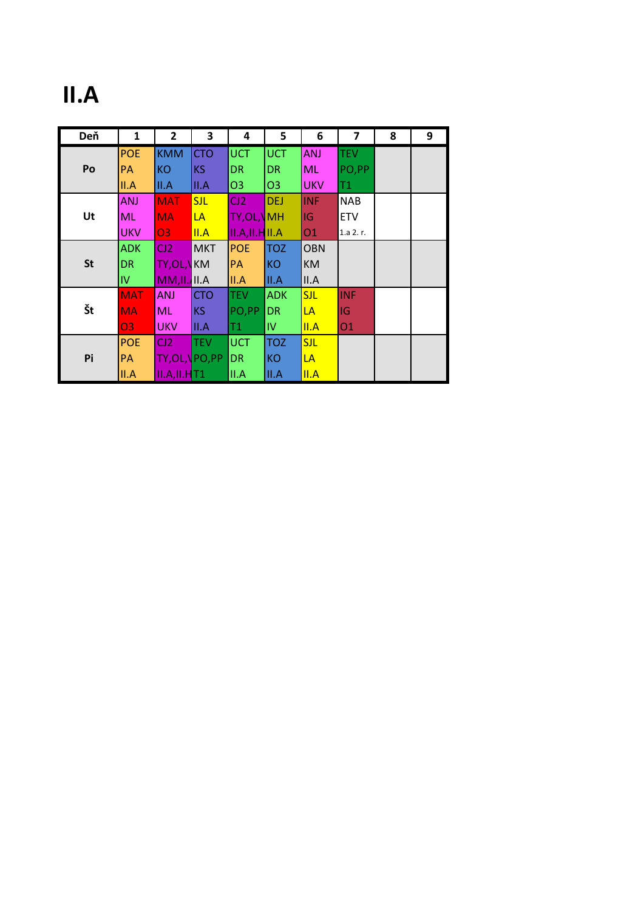# II.A

| Deň | 1 | 2 | 3 | 4 | 5 | 6 | 7 | 8 | 9 |
|---|---|---|---|---|---|---|---|---|---|
| Po | POE PA II.A | KMM KO II.A | CTO KS II.A | UCT DR O3 | UCT DR O3 | ANJ ML UKV | TEV PO,PP T1 | | |
| Ut | ANJ ML UKV | MAT MA O3 | SJL LA II.A | CJ2 TY,OL,\ II.A,II.H | DEJ MH II.A | INF IG O1 | NAB ETV 1.a 2. r. | | |
| St | ADK DR IV | CJ2 TY,OL,\ MM,II. | MKT KM II.A | POE PA II.A | TOZ KO II.A | OBN KM II.A | | | |
| Št | MAT MA O3 | ANJ ML UKV | CTO KS II.A | TEV PO,PP T1 | ADK DR IV | SJL LA II.A | INF IG O1 | | |
| Pi | POE PA II.A | CJ2 TY,OL,\ II.A,II.H | TEV PO,PP T1 | UCT DR II.A | TOZ KO II.A | SJL LA II.A | | | |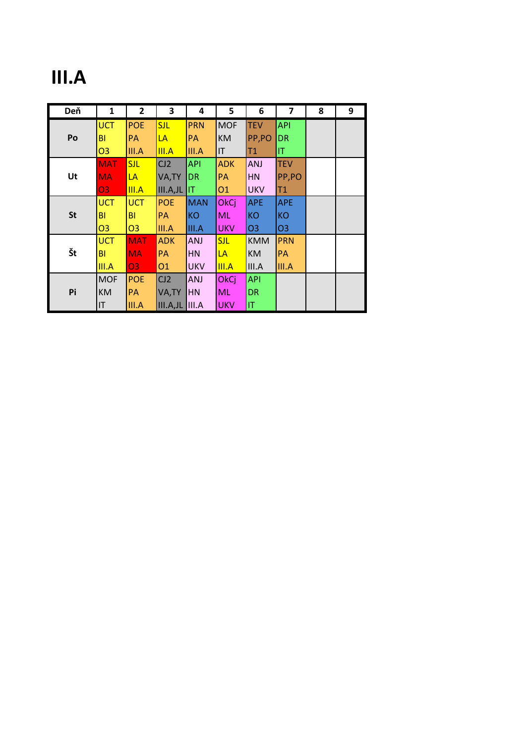# III.A

| Deň | 1 | 2 | 3 | 4 | 5 | 6 | 7 | 8 | 9 |
|---|---|---|---|---|---|---|---|---|---|
| Po | UCT<br>BI<br>O3 | POE<br>PA<br>III.A | SJL<br>LA<br>III.A | PRN<br>PA<br>III.A | MOF<br>KM<br>IT | TEV<br>PP,PO<br>T1 | API<br>DR<br>IT | | |
| Ut | MAT<br>MA<br>O3 | SJL<br>LA<br>III.A | CJ2<br>VA,TY<br>III.A,JL | API<br>DR<br>IT | ADK<br>PA<br>O1 | ANJ<br>HN<br>UKV | TEV<br>PP,PO<br>T1 | | |
| St | UCT<br>BI<br>O3 | UCT<br>BI<br>O3 | POE<br>PA<br>III.A | MAN<br>KO<br>III.A | OkCj<br>ML<br>UKV | APE<br>KO<br>O3 | APE<br>KO<br>O3 | | |
| Št | UCT<br>BI<br>III.A | MAT<br>MA<br>O3 | ADK<br>PA<br>O1 | ANJ<br>HN<br>UKV | SJL<br>LA<br>III.A | KMM<br>KM<br>III.A | PRN<br>PA<br>III.A | | |
| Pi | MOF<br>KM<br>IT | POE<br>PA<br>III.A | CJ2<br>VA,TY<br>III.A,JL | ANJ<br>HN<br>III.A | OkCj<br>ML<br>UKV | API<br>DR<br>IT | | | |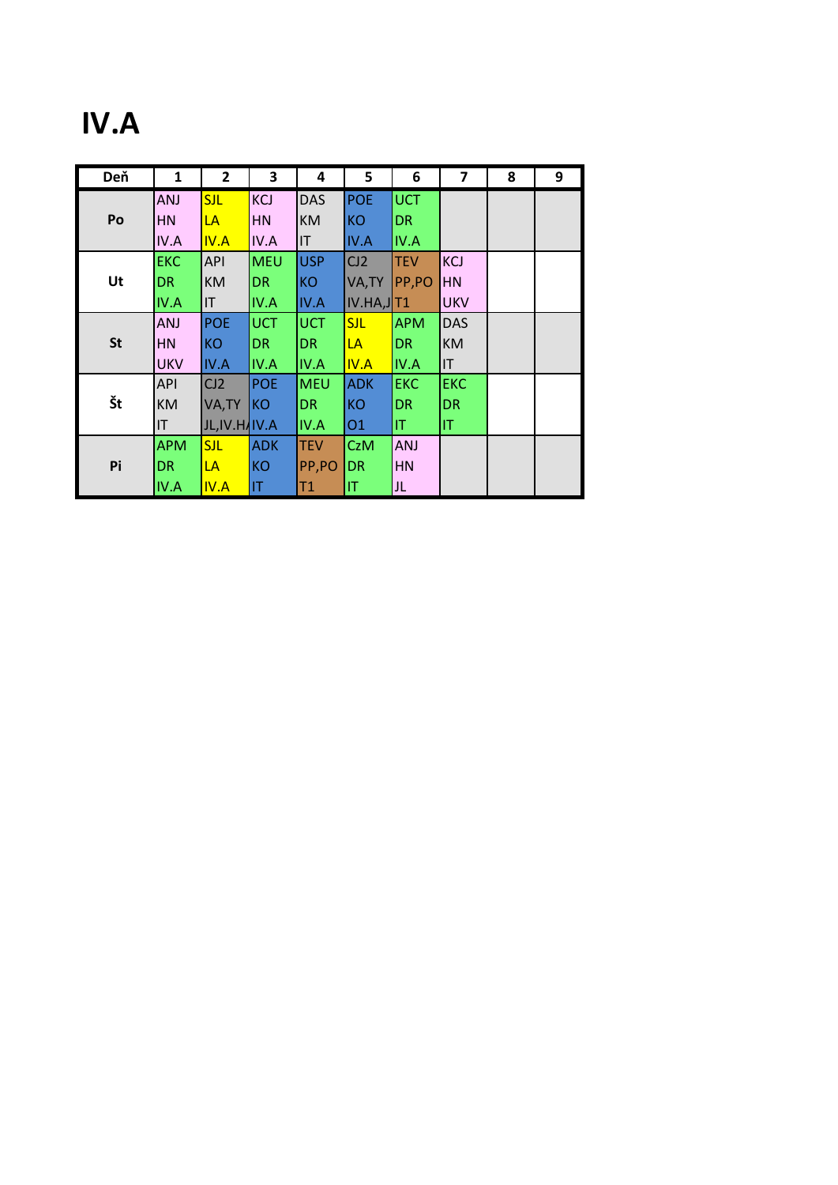# IV.A

| Deň | 1 | 2 | 3 | 4 | 5 | 6 | 7 | 8 | 9 |
|---|---|---|---|---|---|---|---|---|---|
| Po | ANJ HN IV.A | SJL LA IV.A | KCJ HN IV.A | DAS KM IT | POE KO IV.A | UCT DR IV.A | | | |
| Ut | EKC DR IV.A | API KM IT | MEU DR IV.A | USP KO IV.A | CJ2 VA,TY IV.HA,J | TEV PP,PO T1 | KCJ HN UKV | | |
| St | ANJ HN UKV | POE KO IV.A | UCT DR IV.A | UCT DR IV.A | SJL LA IV.A | APM DR IV.A | DAS KM IT | | |
| Št | API KM IT | CJ2 VA,TY JL,IV.H/ | POE KO IV.A | MEU DR IV.A | ADK KO O1 | EKC DR IT | EKC DR IT | | |
| Pi | APM DR IV.A | SJL LA IV.A | ADK KO IT | TEV PP,PO T1 | CzM DR IT | ANJ HN JL | | | |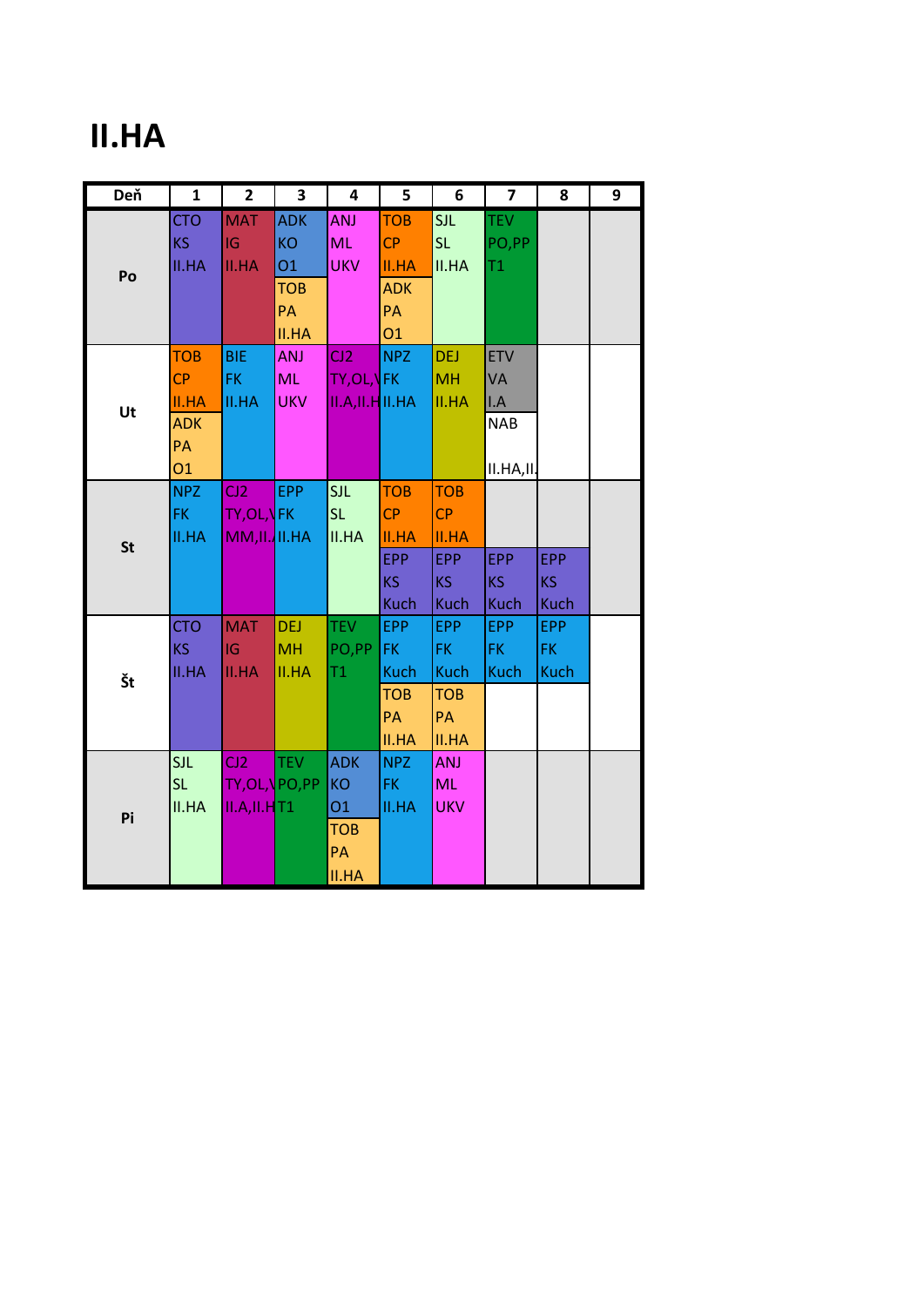# II.HA

| Deň | 1 | 2 | 3 | 4 | 5 | 6 | 7 | 8 | 9 |
|---|---|---|---|---|---|---|---|---|---|
| Po | CTO KS II.HA | MAT IG II.HA | ADK KO O1 / TOB PA II.HA | ANJ ML UKV | TOB CP II.HA / ADK PA O1 | SJL SL II.HA | TEV PO,PP T1 | | |
| Ut | TOB CP II.HA / ADK PA O1 | BIE FK II.HA | ANJ ML UKV | CJ2 TY,OL,\ II.A,II.H | NPZ FK II.HA | DEJ MH II.HA | ETV VA I.A / NAB II.HA,II. | | |
| St | NPZ FK II.HA | CJ2 TY,OL,\ MM,II./ | EPP FK II.HA | SJL SL II.HA | TOB CP II.HA / EPP KS Kuch | TOB CP II.HA / EPP KS Kuch | EPP KS Kuch | EPP KS Kuch | |
| Št | CTO KS II.HA | MAT IG II.HA | DEJ MH II.HA | TEV PO,PP T1 | EPP FK Kuch / TOB PA II.HA | EPP FK Kuch / TOB PA II.HA | EPP FK Kuch | EPP FK Kuch | |
| Pi | SJL SL II.HA | CJ2 TY,OL,\ II.A,II.H | TEV PO,PP T1 | ADK KO O1 / TOB PA II.HA | NPZ FK II.HA | ANJ ML UKV | | | |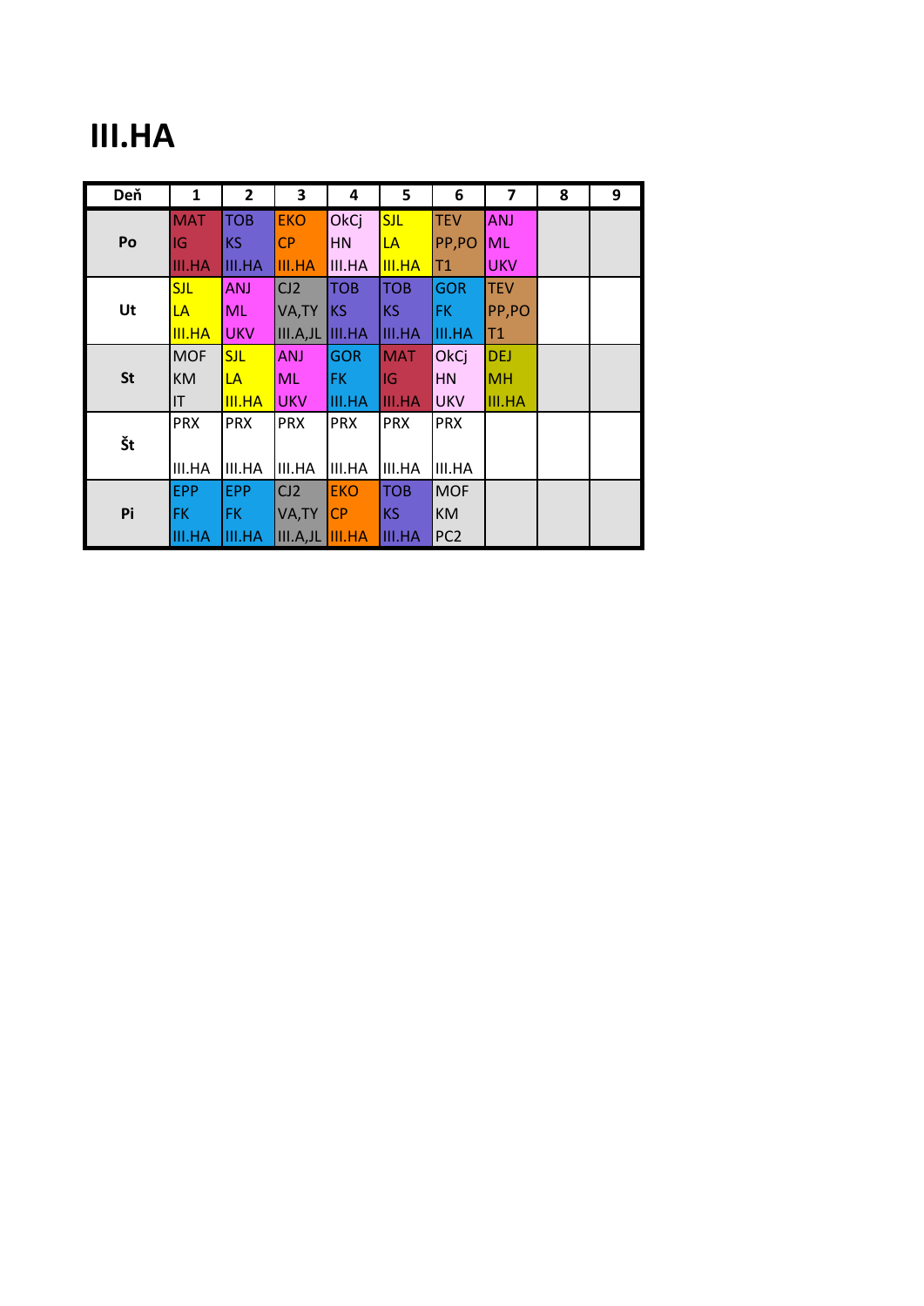# III.HA

| Deň | 1 | 2 | 3 | 4 | 5 | 6 | 7 | 8 | 9 |
|---|---|---|---|---|---|---|---|---|---|
| Po | MAT IG III.HA | TOB KS III.HA | EKO CP III.HA | OkCj HN III.HA | SJL LA III.HA | TEV PP,PO T1 | ANJ ML UKV | | |
| Ut | SJL LA III.HA | ANJ ML UKV | CJ2 VA,TY III.A,JL | TOB KS III.HA | TOB KS III.HA | GOR FK III.HA | TEV PP,PO T1 | | |
| St | MOF KM IT | SJL LA III.HA | ANJ ML UKV | GOR FK III.HA | MAT IG III.HA | OkCj HN UKV | DEJ MH III.HA | | |
| Št | PRX III.HA | PRX III.HA | PRX III.HA | PRX III.HA | PRX III.HA | PRX III.HA | | | |
| Pi | EPP FK III.HA | EPP FK III.HA | CJ2 VA,TY III.A,JL | EKO CP III.HA | TOB KS III.HA | MOF KM PC2 | | | |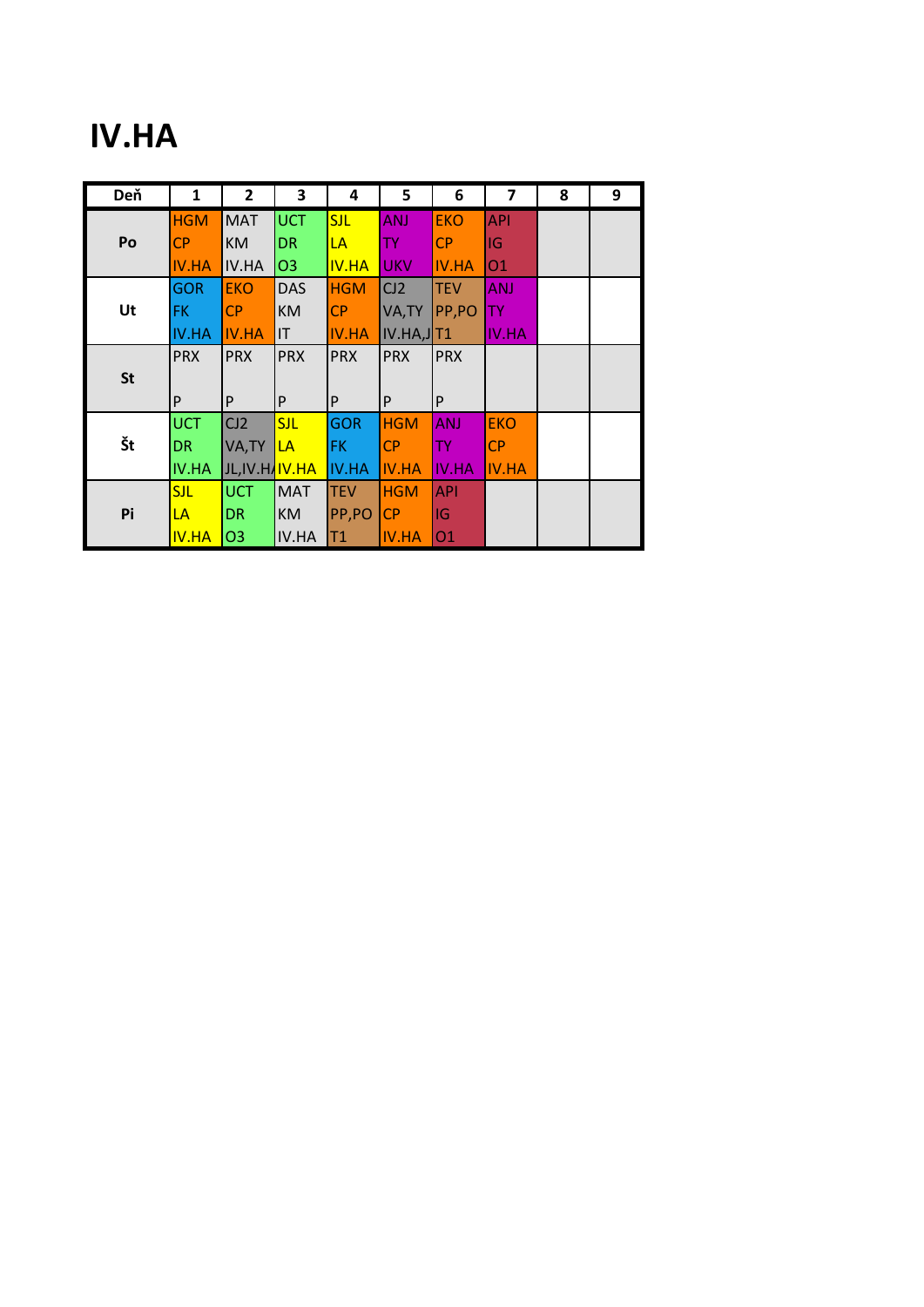# IV.HA

| Deň | 1 | 2 | 3 | 4 | 5 | 6 | 7 | 8 | 9 |
|---|---|---|---|---|---|---|---|---|---|
| Po | HGM CP IV.HA | MAT KM IV.HA | UCT DR O3 | SJL LA IV.HA | ANJ TY UKV | EKO CP IV.HA | API IG O1 | | |
| Ut | GOR FK IV.HA | EKO CP IV.HA | DAS KM IT | HGM CP IV.HA | CJ2 VA,TY IV.HA,J | TEV PP,PO T1 | ANJ TY IV.HA | | |
| St | PRX P | PRX P | PRX P | PRX P | PRX P | PRX P | | | |
| Št | UCT DR IV.HA | CJ2 VA,TY JL,IV.H/ | SJL LA IV.HA | GOR FK IV.HA | HGM CP IV.HA | ANJ TY IV.HA | EKO CP IV.HA | | |
| Pi | SJL LA IV.HA | UCT DR O3 | MAT KM IV.HA | TEV PP,PO T1 | HGM CP IV.HA | API IG O1 | | | |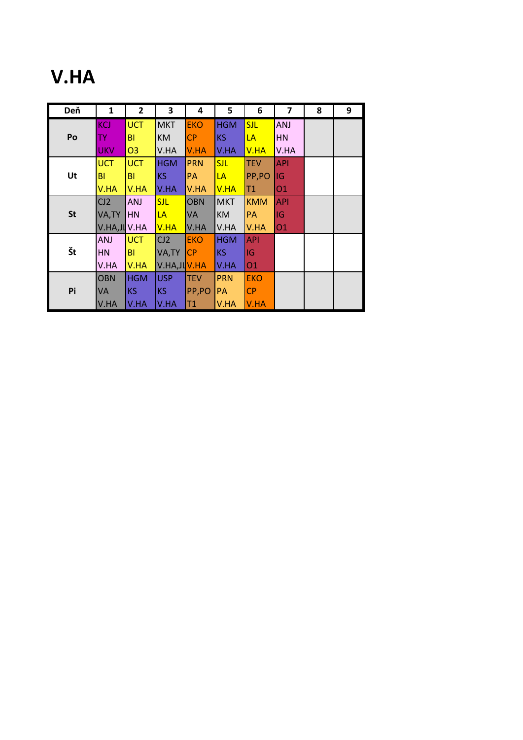# V.HA

| Deň | 1 | 2 | 3 | 4 | 5 | 6 | 7 | 8 | 9 |
|---|---|---|---|---|---|---|---|---|---|
| Po | KCJ TY UKV | UCT BI O3 | MKT KM V.HA | EKO CP V.HA | HGM KS V.HA | SJL LA V.HA | ANJ HN V.HA | | |
| Ut | UCT BI V.HA | UCT BI V.HA | HGM KS V.HA | PRN PA V.HA | SJL LA V.HA | TEV PP,PO T1 | API IG O1 | | |
| St | CJ2 VA,TY V.HA,JL | ANJ HN V.HA | SJL LA V.HA | OBN VA V.HA | MKT KM V.HA | KMM PA V.HA | API IG O1 | | |
| Št | ANJ HN V.HA | UCT BI V.HA | CJ2 VA,TY V.HA,JL | EKO CP V.HA | HGM KS V.HA | API IG O1 | | | |
| Pi | OBN VA V.HA | HGM KS V.HA | USP KS V.HA | TEV PP,PO T1 | PRN PA V.HA | EKO CP V.HA | | | |